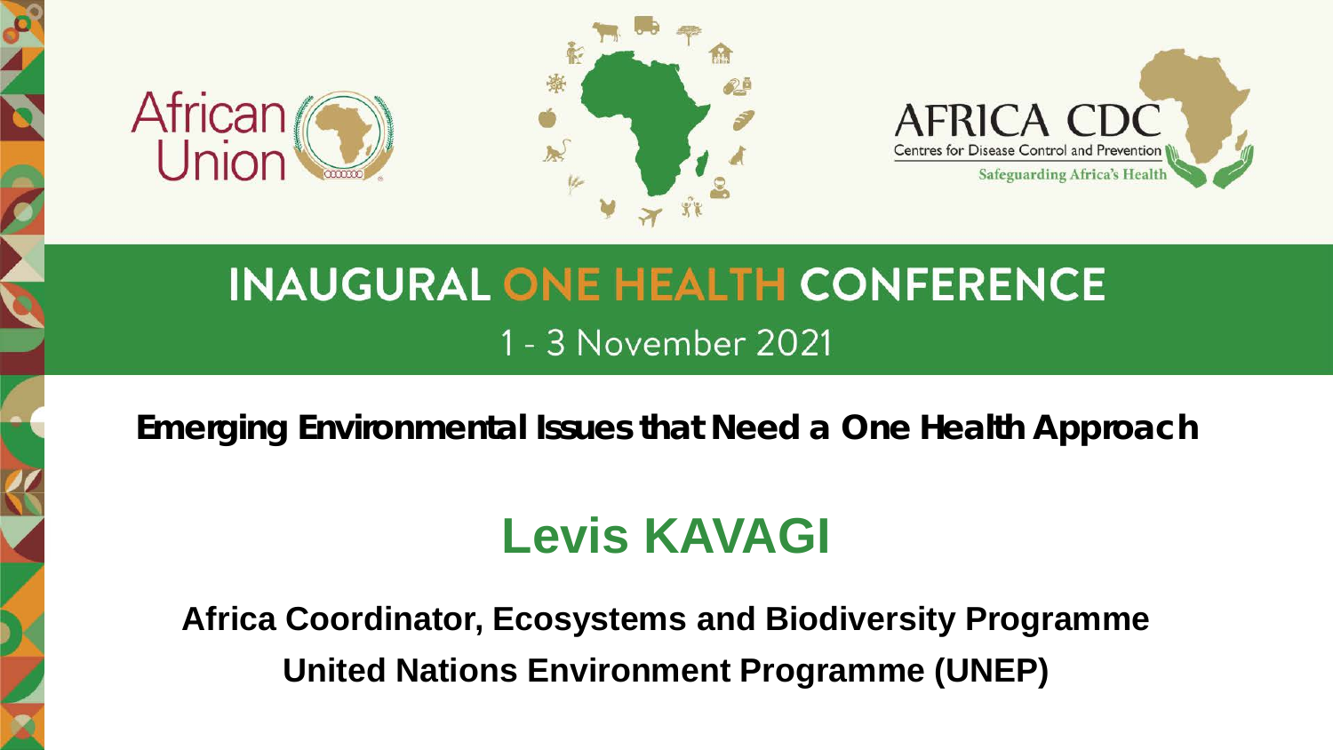African Union

AFRICA CDC
Centres for Disease Control and Prevention
Safeguarding Africa's Health

# INAUGURAL ONE HEALTH CONFERENCE

1 - 3 November 2021

## Emerging Environmental Issues that Need a One Health Approach

## Levis KAVAGI

**Africa Coordinator, Ecosystems and Biodiversity Programme**

**United Nations Environment Programme (UNEP)**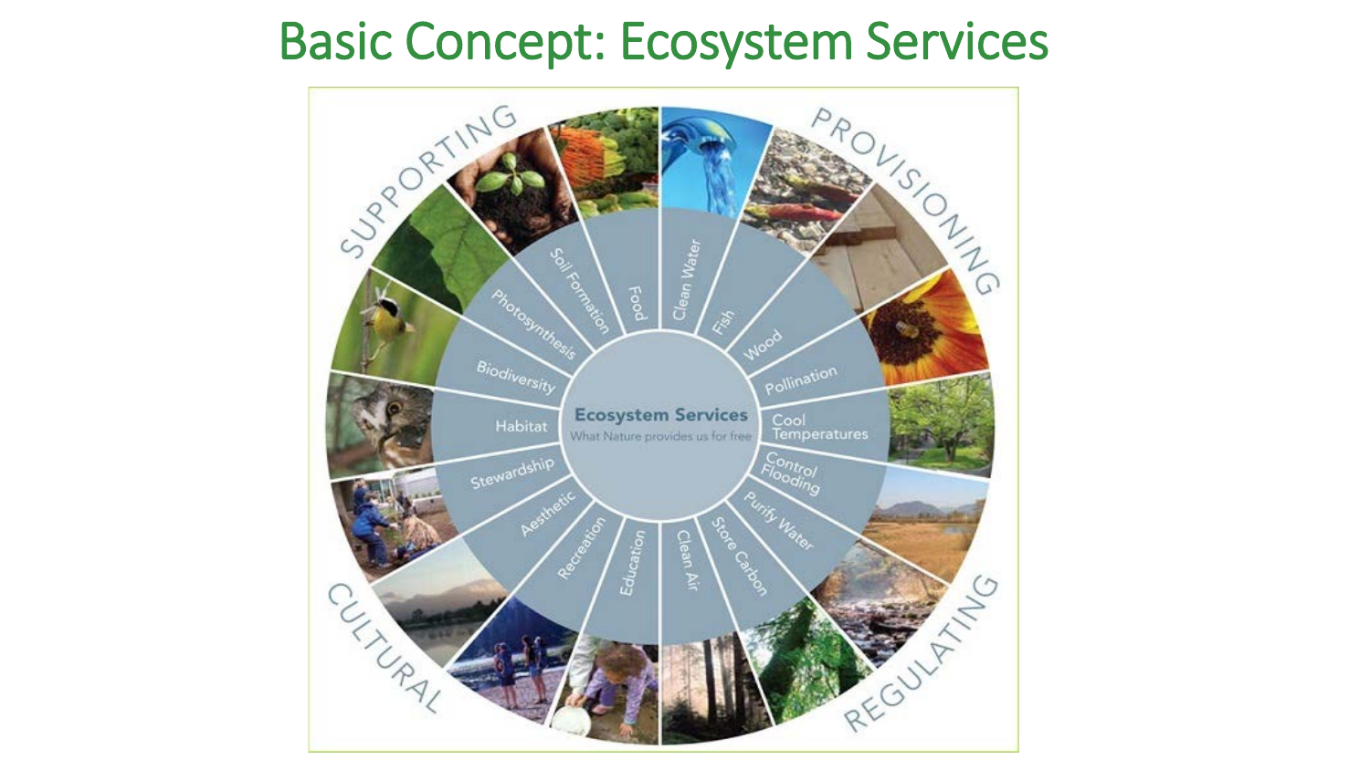# Basic Concept: Ecosystem Services

**Ecosystem Services**
What Nature provides us for free

**SUPPORTING**
- Soil Formation
- Photosynthesis
- Biodiversity
- Habitat

**PROVISIONING**
- Food
- Clean Water
- Fish
- Wood

**REGULATING**
- Pollination
- Cool Temperatures
- Control Flooding
- Purify Water
- Store Carbon
- Clean Air

**CULTURAL**
- Education
- Recreation
- Aesthetic
- Stewardship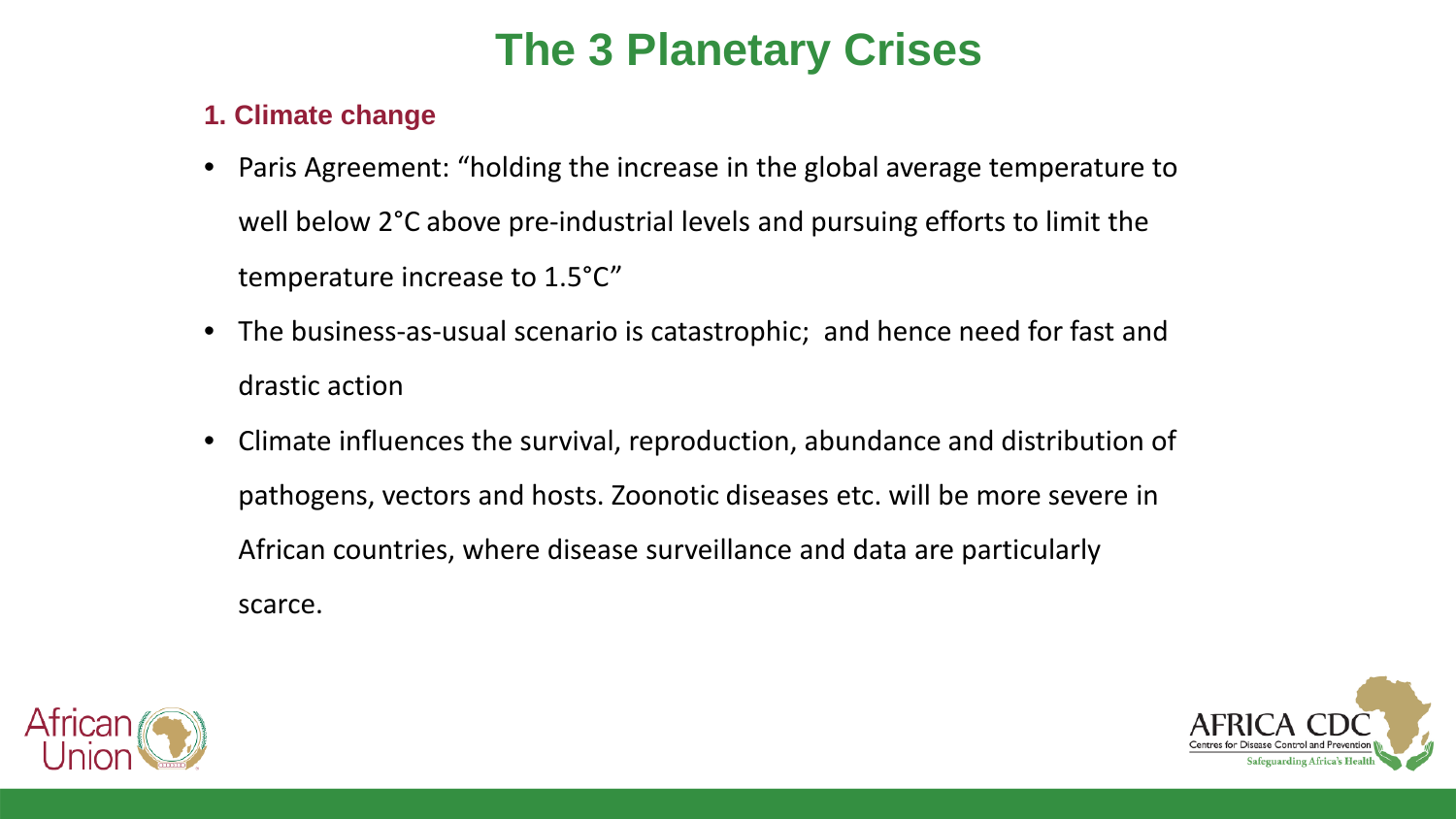# The 3 Planetary Crises

### 1. Climate change

- Paris Agreement: “holding the increase in the global average temperature to well below 2°C above pre-industrial levels and pursuing efforts to limit the temperature increase to 1.5°C”
- The business-as-usual scenario is catastrophic; and hence need for fast and drastic action
- Climate influences the survival, reproduction, abundance and distribution of pathogens, vectors and hosts. Zoonotic diseases etc. will be more severe in African countries, where disease surveillance and data are particularly scarce.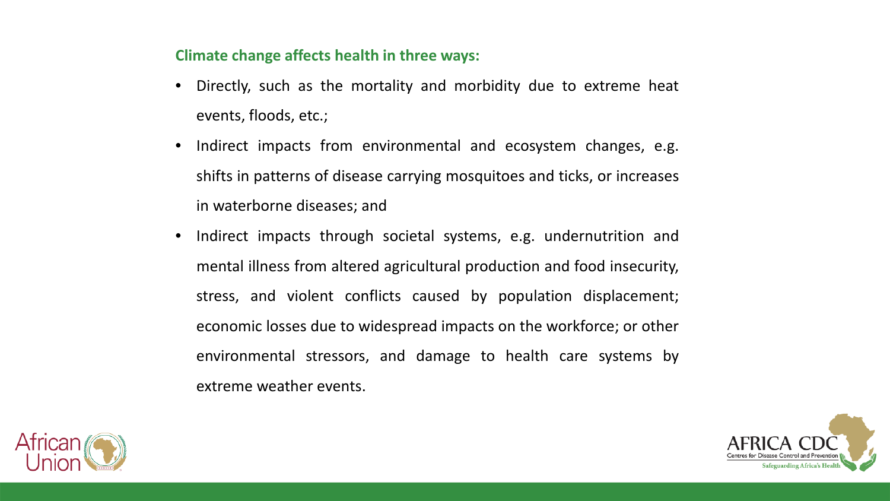**Climate change affects health in three ways:**

- Directly, such as the mortality and morbidity due to extreme heat events, floods, etc.;
- Indirect impacts from environmental and ecosystem changes, e.g. shifts in patterns of disease carrying mosquitoes and ticks, or increases in waterborne diseases; and
- Indirect impacts through societal systems, e.g. undernutrition and mental illness from altered agricultural production and food insecurity, stress, and violent conflicts caused by population displacement; economic losses due to widespread impacts on the workforce; or other environmental stressors, and damage to health care systems by extreme weather events.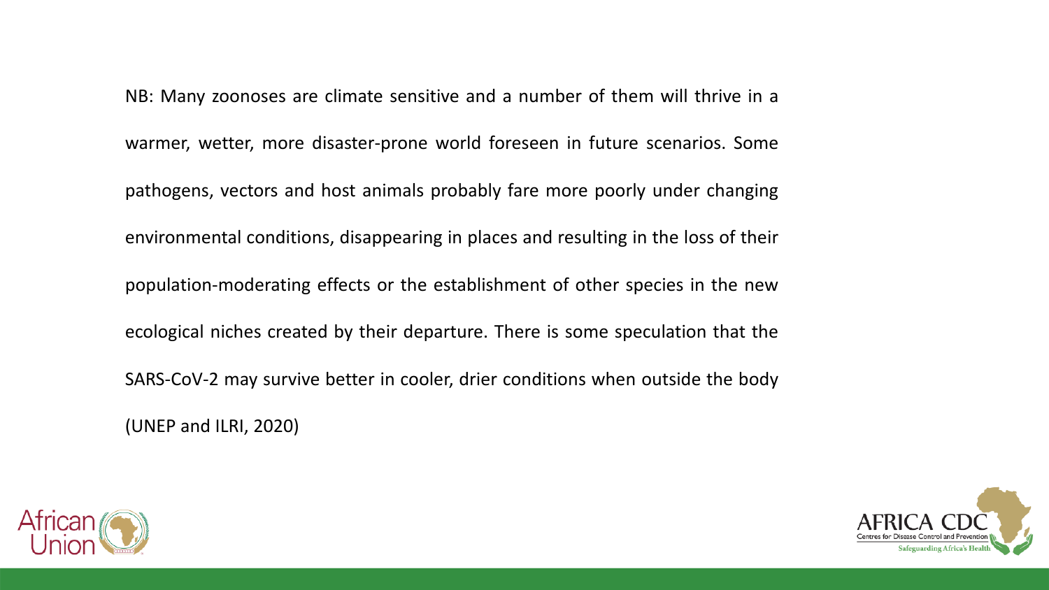NB: Many zoonoses are climate sensitive and a number of them will thrive in a warmer, wetter, more disaster-prone world foreseen in future scenarios. Some pathogens, vectors and host animals probably fare more poorly under changing environmental conditions, disappearing in places and resulting in the loss of their population-moderating effects or the establishment of other species in the new ecological niches created by their departure. There is some speculation that the SARS-CoV-2 may survive better in cooler, drier conditions when outside the body (UNEP and ILRI, 2020)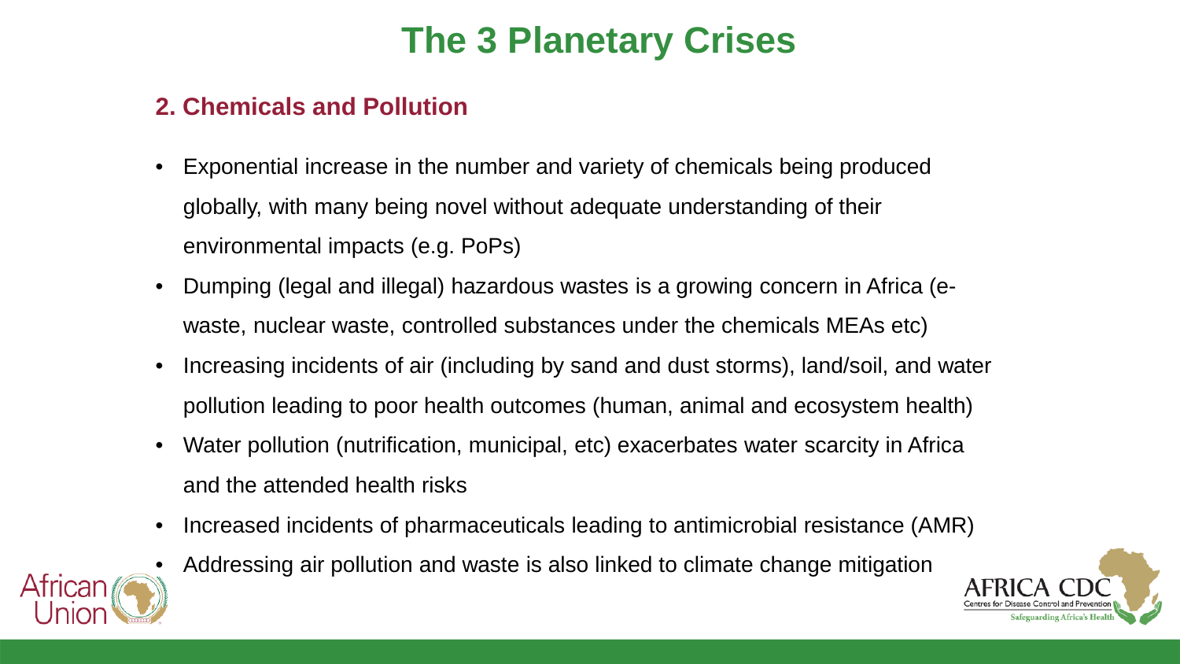# The 3 Planetary Crises

## 2. Chemicals and Pollution

- Exponential increase in the number and variety of chemicals being produced globally, with many being novel without adequate understanding of their environmental impacts (e.g. PoPs)
- Dumping (legal and illegal) hazardous wastes is a growing concern in Africa (e-waste, nuclear waste, controlled substances under the chemicals MEAs etc)
- Increasing incidents of air (including by sand and dust storms), land/soil, and water pollution leading to poor health outcomes (human, animal and ecosystem health)
- Water pollution (nutrification, municipal, etc) exacerbates water scarcity in Africa and the attended health risks
- Increased incidents of pharmaceuticals leading to antimicrobial resistance (AMR)
- Addressing air pollution and waste is also linked to climate change mitigation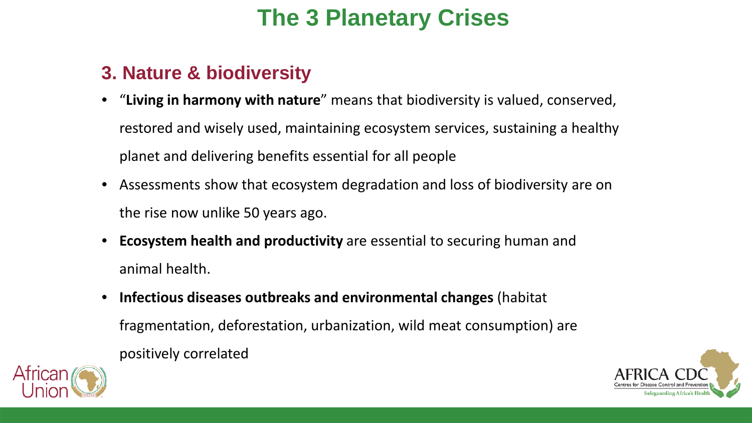# The 3 Planetary Crises

## 3. Nature & biodiversity

- "**Living in harmony with nature**" means that biodiversity is valued, conserved, restored and wisely used, maintaining ecosystem services, sustaining a healthy planet and delivering benefits essential for all people
- Assessments show that ecosystem degradation and loss of biodiversity are on the rise now unlike 50 years ago.
- **Ecosystem health and productivity** are essential to securing human and animal health.
- **Infectious diseases outbreaks and environmental changes** (habitat fragmentation, deforestation, urbanization, wild meat consumption) are positively correlated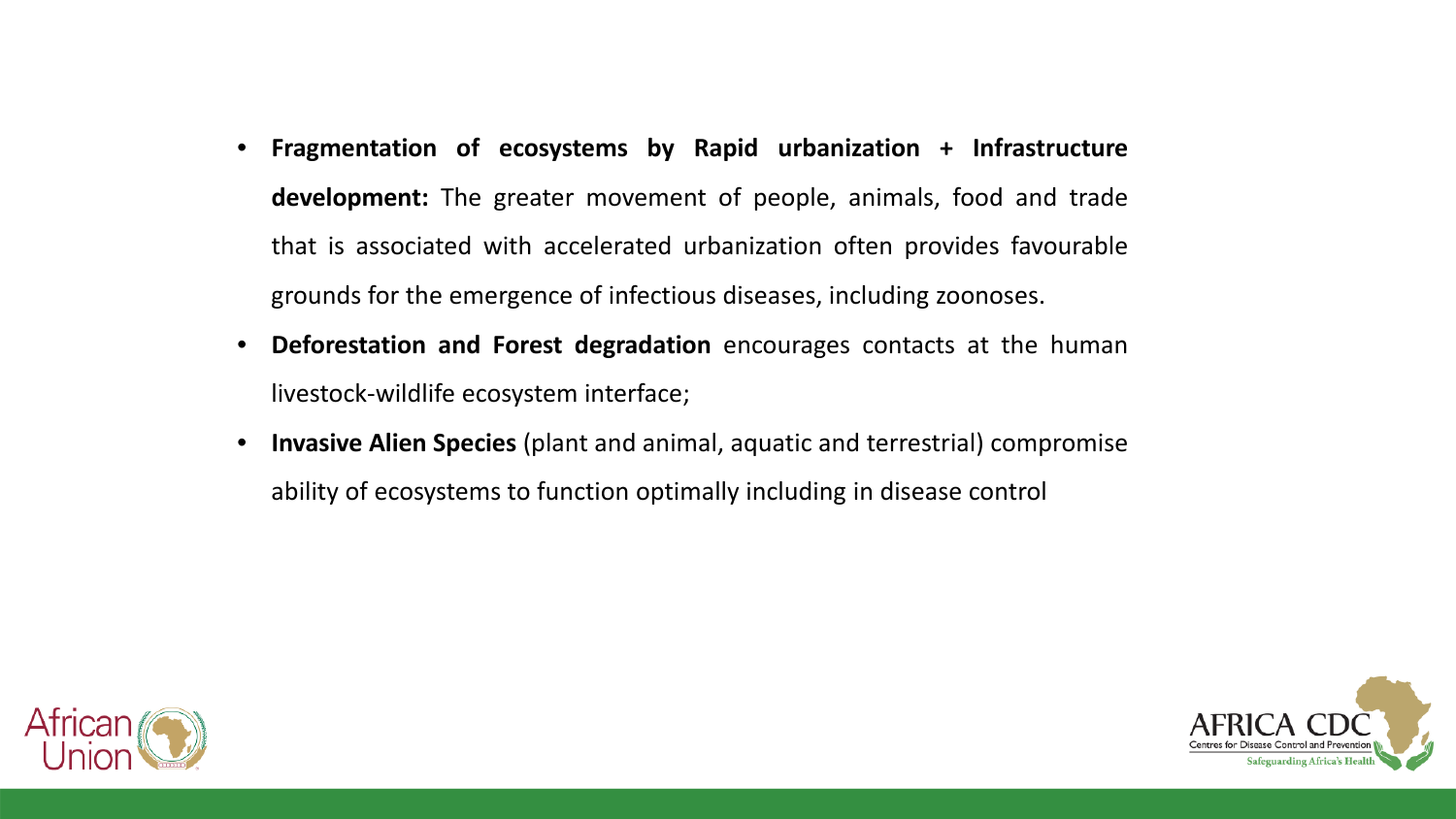- **Fragmentation of ecosystems by Rapid urbanization + Infrastructure development:** The greater movement of people, animals, food and trade that is associated with accelerated urbanization often provides favourable grounds for the emergence of infectious diseases, including zoonoses.
- **Deforestation and Forest degradation** encourages contacts at the human livestock-wildlife ecosystem interface;
- **Invasive Alien Species** (plant and animal, aquatic and terrestrial) compromise ability of ecosystems to function optimally including in disease control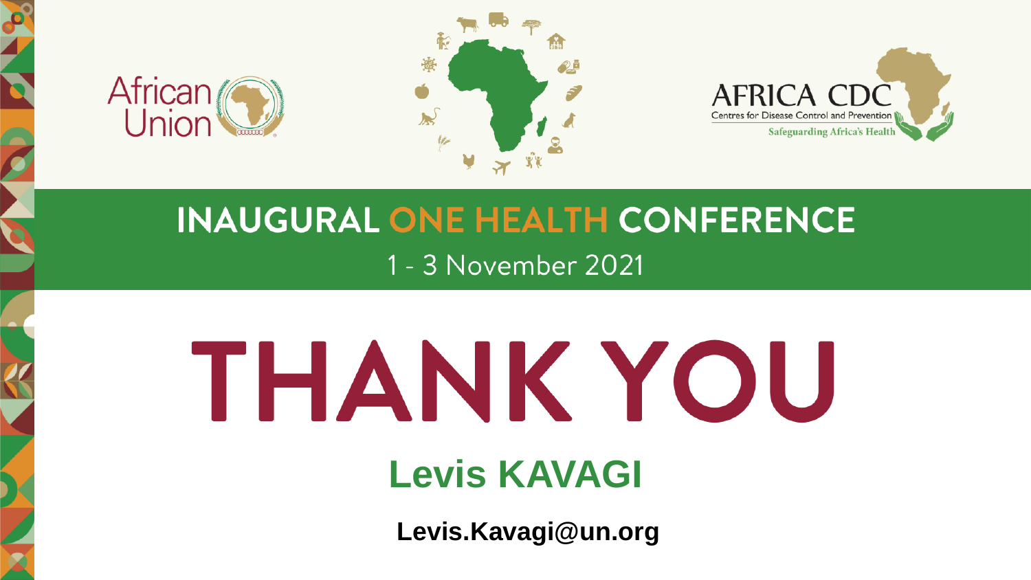African Union

AFRICA CDC
Centres for Disease Control and Prevention
Safeguarding Africa's Health

# INAUGURAL ONE HEALTH CONFERENCE

1 - 3 November 2021

# THANK YOU

## Levis KAVAGI

**Levis.Kavagi@un.org**